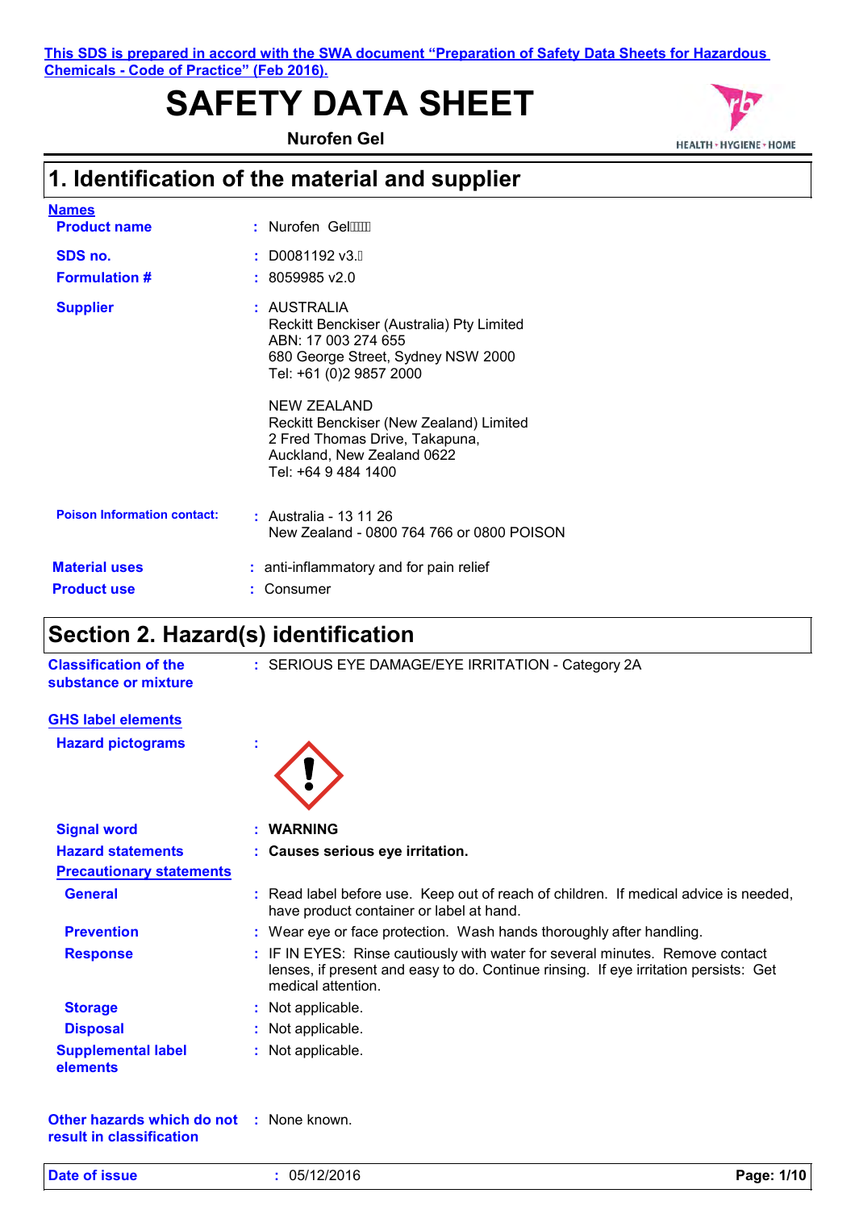This SDS is prepared in accord with the SWA document "Preparation of Safety Data Sheets for Hazardous Chemicals - Code of Practice" (Feb 2016).

# SAFETY DATA SHEET

**Nurofen Gel**

HEALTH • HYGIENE • HOME

## 1. Identification of the material and supplier

**Names**

**Product name** : Nurofen Gel

**SDS no.** : D0081192 v3.

**Formulation #** : 8059985 v2.0

**Supplier** : AUSTRALIA
Reckitt Benckiser (Australia) Pty Limited
ABN: 17 003 274 655
680 George Street, Sydney NSW 2000
Tel: +61 (0)2 9857 2000

NEW ZEALAND
Reckitt Benckiser (New Zealand) Limited
2 Fred Thomas Drive, Takapuna,
Auckland, New Zealand 0622
Tel: +64 9 484 1400

**Poison Information contact:** : Australia - 13 11 26
New Zealand - 0800 764 766 or 0800 POISON

**Material uses** : anti-inflammatory and for pain relief

**Product use** : Consumer

## Section 2. Hazard(s) identification

**Classification of the substance or mixture** : SERIOUS EYE DAMAGE/EYE IRRITATION - Category 2A

**GHS label elements**

**Hazard pictograms** :

**Signal word** : **WARNING**

**Hazard statements** : **Causes serious eye irritation.**

**Precautionary statements**

**General** : Read label before use. Keep out of reach of children. If medical advice is needed, have product container or label at hand.

**Prevention** : Wear eye or face protection. Wash hands thoroughly after handling.

**Response** : IF IN EYES: Rinse cautiously with water for several minutes. Remove contact lenses, if present and easy to do. Continue rinsing. If eye irritation persists: Get medical attention.

**Storage** : Not applicable.

**Disposal** : Not applicable.

**Supplemental label elements** : Not applicable.

**Other hazards which do not result in classification** : None known.

**Date of issue** : 05/12/2016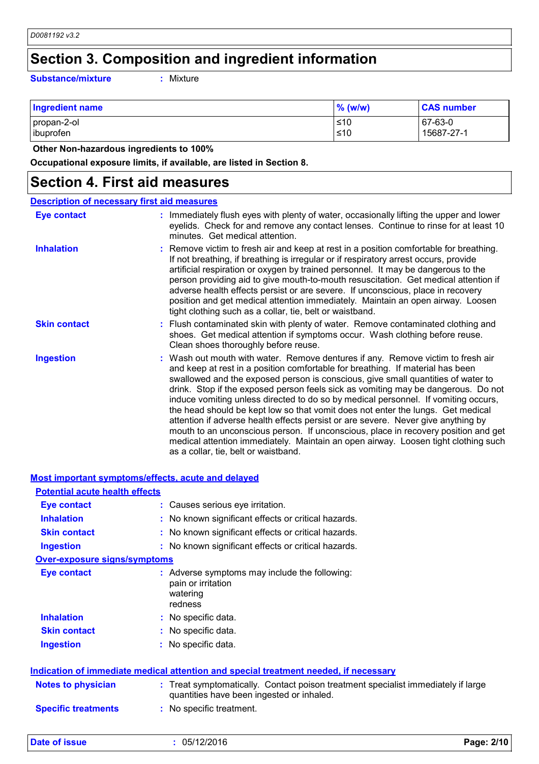# Section 3. Composition and ingredient information

**Substance/mixture** : Mixture

| Ingredient name | % (w/w) | CAS number |
| --- | --- | --- |
| propan-2-ol | ≤10 | 67-63-0 |
| ibuprofen | ≤10 | 15687-27-1 |

**Other Non-hazardous ingredients to 100%**

**Occupational exposure limits, if available, are listed in Section 8.**

# Section 4. First aid measures

## Description of necessary first aid measures

**Eye contact** : Immediately flush eyes with plenty of water, occasionally lifting the upper and lower eyelids. Check for and remove any contact lenses. Continue to rinse for at least 10 minutes. Get medical attention.

**Inhalation** : Remove victim to fresh air and keep at rest in a position comfortable for breathing. If not breathing, if breathing is irregular or if respiratory arrest occurs, provide artificial respiration or oxygen by trained personnel. It may be dangerous to the person providing aid to give mouth-to-mouth resuscitation. Get medical attention if adverse health effects persist or are severe. If unconscious, place in recovery position and get medical attention immediately. Maintain an open airway. Loosen tight clothing such as a collar, tie, belt or waistband.

**Skin contact** : Flush contaminated skin with plenty of water. Remove contaminated clothing and shoes. Get medical attention if symptoms occur. Wash clothing before reuse. Clean shoes thoroughly before reuse.

**Ingestion** : Wash out mouth with water. Remove dentures if any. Remove victim to fresh air and keep at rest in a position comfortable for breathing. If material has been swallowed and the exposed person is conscious, give small quantities of water to drink. Stop if the exposed person feels sick as vomiting may be dangerous. Do not induce vomiting unless directed to do so by medical personnel. If vomiting occurs, the head should be kept low so that vomit does not enter the lungs. Get medical attention if adverse health effects persist or are severe. Never give anything by mouth to an unconscious person. If unconscious, place in recovery position and get medical attention immediately. Maintain an open airway. Loosen tight clothing such as a collar, tie, belt or waistband.

## Most important symptoms/effects, acute and delayed

### Potential acute health effects

**Eye contact** : Causes serious eye irritation.

**Inhalation** : No known significant effects or critical hazards.

**Skin contact** : No known significant effects or critical hazards.

**Ingestion** : No known significant effects or critical hazards.

### Over-exposure signs/symptoms

**Eye contact** : Adverse symptoms may include the following:
pain or irritation
watering
redness

**Inhalation** : No specific data.

**Skin contact** : No specific data.

**Ingestion** : No specific data.

## Indication of immediate medical attention and special treatment needed, if necessary

**Notes to physician** : Treat symptomatically. Contact poison treatment specialist immediately if large quantities have been ingested or inhaled.

**Specific treatments** : No specific treatment.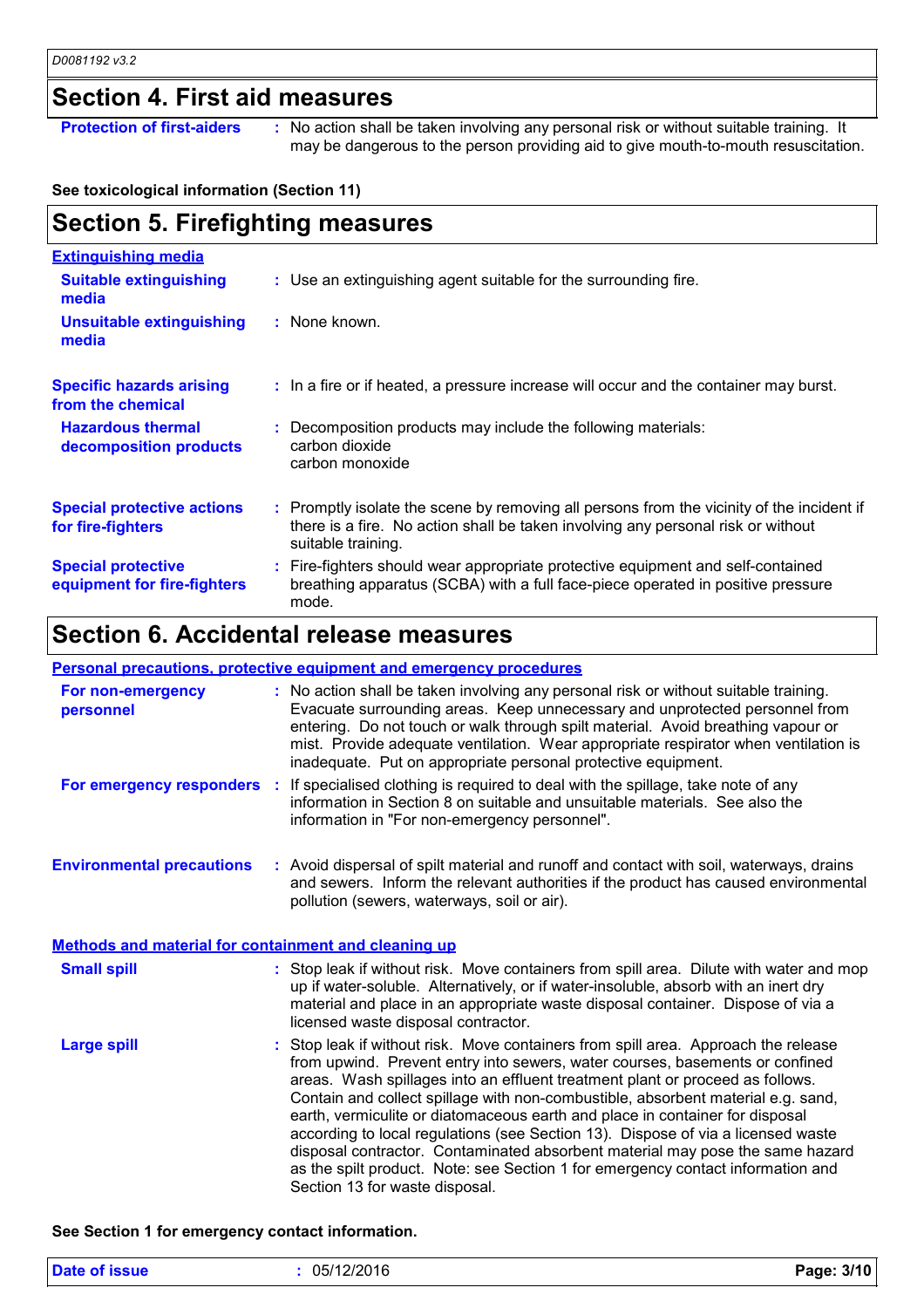## Section 4. First aid measures

**Protection of first-aiders** : No action shall be taken involving any personal risk or without suitable training. It may be dangerous to the person providing aid to give mouth-to-mouth resuscitation.

**See toxicological information (Section 11)**

## Section 5. Firefighting measures

### Extinguishing media

**Suitable extinguishing media** : Use an extinguishing agent suitable for the surrounding fire.

**Unsuitable extinguishing media** : None known.

**Specific hazards arising from the chemical** : In a fire or if heated, a pressure increase will occur and the container may burst.

**Hazardous thermal decomposition products** : Decomposition products may include the following materials:
carbon dioxide
carbon monoxide

**Special protective actions for fire-fighters** : Promptly isolate the scene by removing all persons from the vicinity of the incident if there is a fire. No action shall be taken involving any personal risk or without suitable training.

**Special protective equipment for fire-fighters** : Fire-fighters should wear appropriate protective equipment and self-contained breathing apparatus (SCBA) with a full face-piece operated in positive pressure mode.

## Section 6. Accidental release measures

### Personal precautions, protective equipment and emergency procedures

**For non-emergency personnel** : No action shall be taken involving any personal risk or without suitable training. Evacuate surrounding areas. Keep unnecessary and unprotected personnel from entering. Do not touch or walk through spilt material. Avoid breathing vapour or mist. Provide adequate ventilation. Wear appropriate respirator when ventilation is inadequate. Put on appropriate personal protective equipment.

**For emergency responders** : If specialised clothing is required to deal with the spillage, take note of any information in Section 8 on suitable and unsuitable materials. See also the information in "For non-emergency personnel".

**Environmental precautions** : Avoid dispersal of spilt material and runoff and contact with soil, waterways, drains and sewers. Inform the relevant authorities if the product has caused environmental pollution (sewers, waterways, soil or air).

### Methods and material for containment and cleaning up

**Small spill** : Stop leak if without risk. Move containers from spill area. Dilute with water and mop up if water-soluble. Alternatively, or if water-insoluble, absorb with an inert dry material and place in an appropriate waste disposal container. Dispose of via a licensed waste disposal contractor.

**Large spill** : Stop leak if without risk. Move containers from spill area. Approach the release from upwind. Prevent entry into sewers, water courses, basements or confined areas. Wash spillages into an effluent treatment plant or proceed as follows. Contain and collect spillage with non-combustible, absorbent material e.g. sand, earth, vermiculite or diatomaceous earth and place in container for disposal according to local regulations (see Section 13). Dispose of via a licensed waste disposal contractor. Contaminated absorbent material may pose the same hazard as the spilt product. Note: see Section 1 for emergency contact information and Section 13 for waste disposal.

**See Section 1 for emergency contact information.**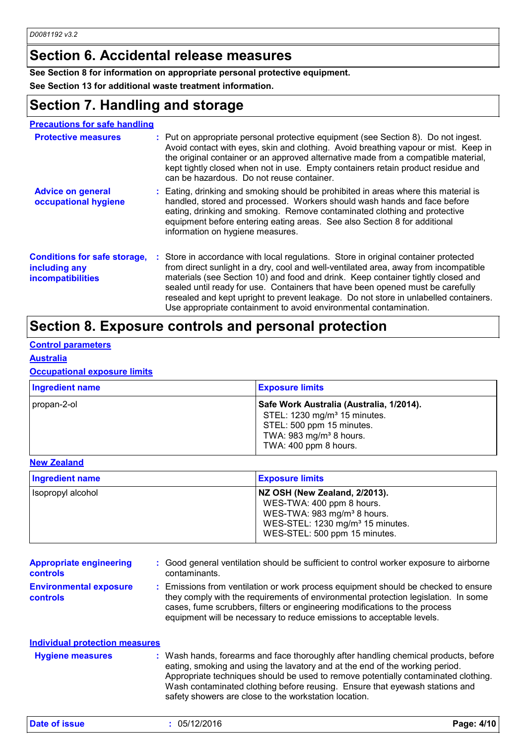## Section 6. Accidental release measures

**See Section 8 for information on appropriate personal protective equipment.**

**See Section 13 for additional waste treatment information.**

## Section 7. Handling and storage

**Precautions for safe handling**

**Protective measures** : Put on appropriate personal protective equipment (see Section 8). Do not ingest. Avoid contact with eyes, skin and clothing. Avoid breathing vapour or mist. Keep in the original container or an approved alternative made from a compatible material, kept tightly closed when not in use. Empty containers retain product residue and can be hazardous. Do not reuse container.

**Advice on general occupational hygiene** : Eating, drinking and smoking should be prohibited in areas where this material is handled, stored and processed. Workers should wash hands and face before eating, drinking and smoking. Remove contaminated clothing and protective equipment before entering eating areas. See also Section 8 for additional information on hygiene measures.

**Conditions for safe storage, including any incompatibilities** : Store in accordance with local regulations. Store in original container protected from direct sunlight in a dry, cool and well-ventilated area, away from incompatible materials (see Section 10) and food and drink. Keep container tightly closed and sealed until ready for use. Containers that have been opened must be carefully resealed and kept upright to prevent leakage. Do not store in unlabelled containers. Use appropriate containment to avoid environmental contamination.

## Section 8. Exposure controls and personal protection

**Control parameters**

**Australia**

**Occupational exposure limits**

| Ingredient name | Exposure limits |
|---|---|
| propan-2-ol | **Safe Work Australia (Australia, 1/2014).**<br>STEL: 1230 mg/m³ 15 minutes.<br>STEL: 500 ppm 15 minutes.<br>TWA: 983 mg/m³ 8 hours.<br>TWA: 400 ppm 8 hours. |

**New Zealand**

| Ingredient name | Exposure limits |
|---|---|
| Isopropyl alcohol | **NZ OSH (New Zealand, 2/2013).**<br>WES-TWA: 400 ppm 8 hours.<br>WES-TWA: 983 mg/m³ 8 hours.<br>WES-STEL: 1230 mg/m³ 15 minutes.<br>WES-STEL: 500 ppm 15 minutes. |

**Appropriate engineering controls** : Good general ventilation should be sufficient to control worker exposure to airborne contaminants.

**Environmental exposure controls** : Emissions from ventilation or work process equipment should be checked to ensure they comply with the requirements of environmental protection legislation. In some cases, fume scrubbers, filters or engineering modifications to the process equipment will be necessary to reduce emissions to acceptable levels.

**Individual protection measures**

**Hygiene measures** : Wash hands, forearms and face thoroughly after handling chemical products, before eating, smoking and using the lavatory and at the end of the working period. Appropriate techniques should be used to remove potentially contaminated clothing. Wash contaminated clothing before reusing. Ensure that eyewash stations and safety showers are close to the workstation location.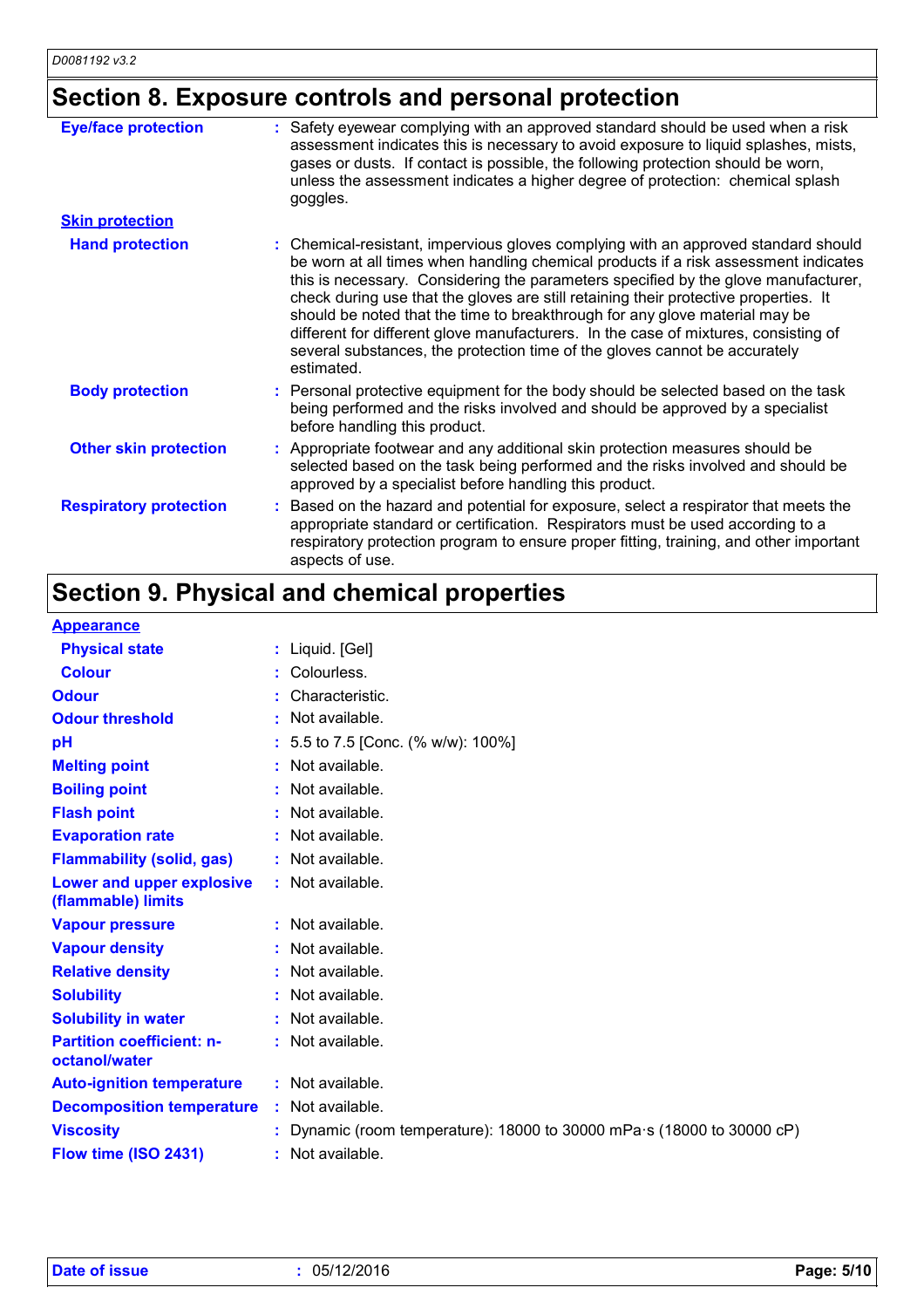## Section 8. Exposure controls and personal protection

| | |
|---|---|
| **Eye/face protection** | Safety eyewear complying with an approved standard should be used when a risk assessment indicates this is necessary to avoid exposure to liquid splashes, mists, gases or dusts. If contact is possible, the following protection should be worn, unless the assessment indicates a higher degree of protection: chemical splash goggles. |
| **Skin protection** | |
| **Hand protection** | Chemical-resistant, impervious gloves complying with an approved standard should be worn at all times when handling chemical products if a risk assessment indicates this is necessary. Considering the parameters specified by the glove manufacturer, check during use that the gloves are still retaining their protective properties. It should be noted that the time to breakthrough for any glove material may be different for different glove manufacturers. In the case of mixtures, consisting of several substances, the protection time of the gloves cannot be accurately estimated. |
| **Body protection** | Personal protective equipment for the body should be selected based on the task being performed and the risks involved and should be approved by a specialist before handling this product. |
| **Other skin protection** | Appropriate footwear and any additional skin protection measures should be selected based on the task being performed and the risks involved and should be approved by a specialist before handling this product. |
| **Respiratory protection** | Based on the hazard and potential for exposure, select a respirator that meets the appropriate standard or certification. Respirators must be used according to a respiratory protection program to ensure proper fitting, training, and other important aspects of use. |

## Section 9. Physical and chemical properties

| | |
|---|---|
| **Appearance** | |
| **Physical state** | Liquid. [Gel] |
| **Colour** | Colourless. |
| **Odour** | Characteristic. |
| **Odour threshold** | Not available. |
| **pH** | 5.5 to 7.5 [Conc. (% w/w): 100%] |
| **Melting point** | Not available. |
| **Boiling point** | Not available. |
| **Flash point** | Not available. |
| **Evaporation rate** | Not available. |
| **Flammability (solid, gas)** | Not available. |
| **Lower and upper explosive (flammable) limits** | Not available. |
| **Vapour pressure** | Not available. |
| **Vapour density** | Not available. |
| **Relative density** | Not available. |
| **Solubility** | Not available. |
| **Solubility in water** | Not available. |
| **Partition coefficient: n-octanol/water** | Not available. |
| **Auto-ignition temperature** | Not available. |
| **Decomposition temperature** | Not available. |
| **Viscosity** | Dynamic (room temperature): 18000 to 30000 mPa·s (18000 to 30000 cP) |
| **Flow time (ISO 2431)** | Not available. |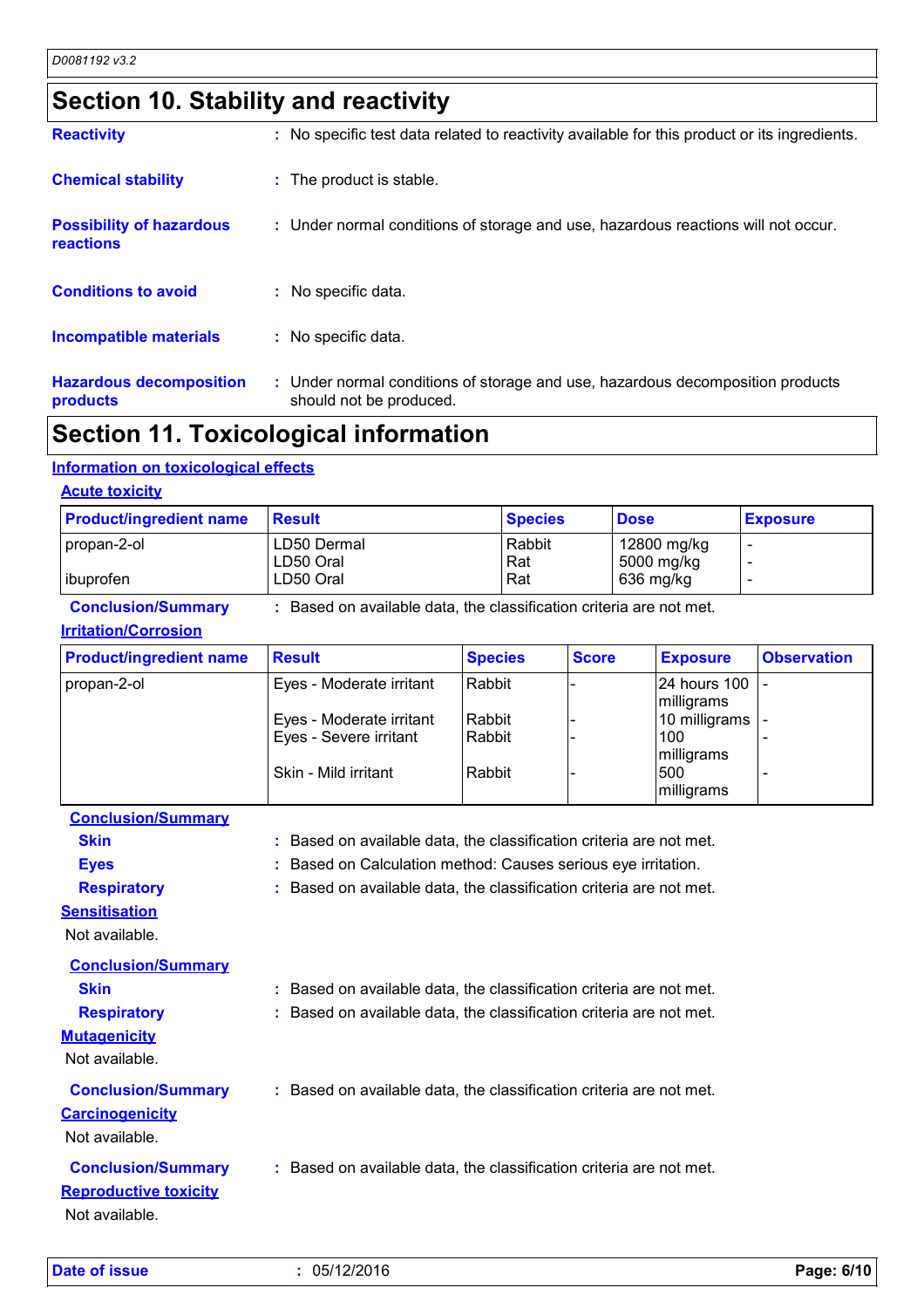## Section 10. Stability and reactivity

**Reactivity** : No specific test data related to reactivity available for this product or its ingredients.

**Chemical stability** : The product is stable.

**Possibility of hazardous reactions** : Under normal conditions of storage and use, hazardous reactions will not occur.

**Conditions to avoid** : No specific data.

**Incompatible materials** : No specific data.

**Hazardous decomposition products** : Under normal conditions of storage and use, hazardous decomposition products should not be produced.

## Section 11. Toxicological information

### Information on toxicological effects

#### Acute toxicity

| Product/ingredient name | Result | Species | Dose | Exposure |
|---|---|---|---|---|
| propan-2-ol | LD50 Dermal | Rabbit | 12800 mg/kg | - |
| | LD50 Oral | Rat | 5000 mg/kg | - |
| ibuprofen | LD50 Oral | Rat | 636 mg/kg | - |

**Conclusion/Summary** : Based on available data, the classification criteria are not met.

#### Irritation/Corrosion

| Product/ingredient name | Result | Species | Score | Exposure | Observation |
|---|---|---|---|---|---|
| propan-2-ol | Eyes - Moderate irritant | Rabbit | - | 24 hours 100 milligrams | - |
| | Eyes - Moderate irritant | Rabbit | - | 10 milligrams | - |
| | Eyes - Severe irritant | Rabbit | - | 100 milligrams | - |
| | Skin - Mild irritant | Rabbit | - | 500 milligrams | - |

**Conclusion/Summary**

**Skin** : Based on available data, the classification criteria are not met.

**Eyes** : Based on Calculation method: Causes serious eye irritation.

**Respiratory** : Based on available data, the classification criteria are not met.

#### Sensitisation

Not available.

**Conclusion/Summary**

**Skin** : Based on available data, the classification criteria are not met.

**Respiratory** : Based on available data, the classification criteria are not met.

#### Mutagenicity

Not available.

**Conclusion/Summary** : Based on available data, the classification criteria are not met.

#### Carcinogenicity

Not available.

**Conclusion/Summary** : Based on available data, the classification criteria are not met.

#### Reproductive toxicity

Not available.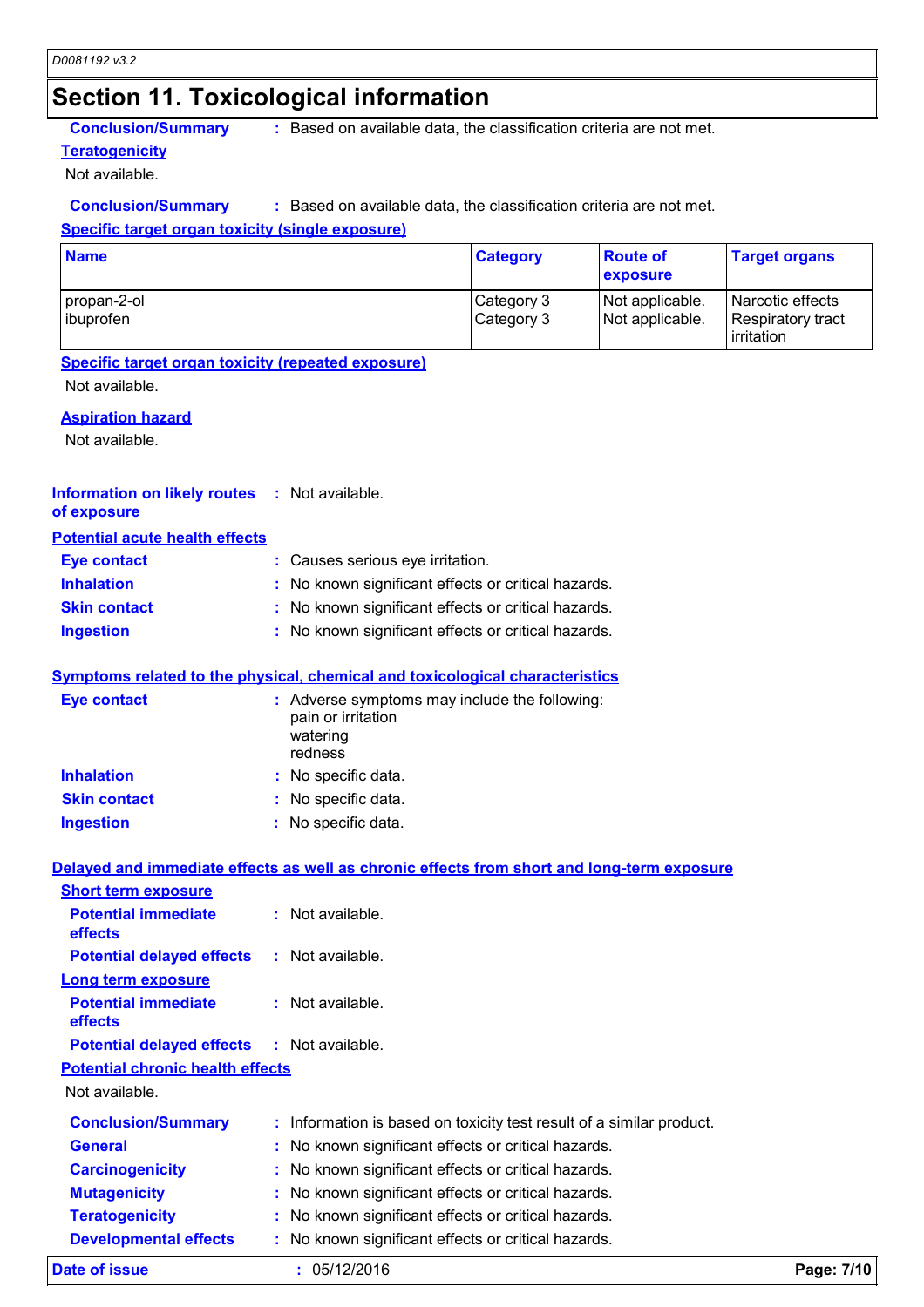## Section 11. Toxicological information

**Conclusion/Summary** : Based on available data, the classification criteria are not met.

**Teratogenicity**

Not available.

**Conclusion/Summary** : Based on available data, the classification criteria are not met.

**Specific target organ toxicity (single exposure)**

| Name | Category | Route of exposure | Target organs |
|---|---|---|---|
| propan-2-ol | Category 3 | Not applicable. | Narcotic effects |
| ibuprofen | Category 3 | Not applicable. | Respiratory tract irritation |

**Specific target organ toxicity (repeated exposure)**

Not available.

**Aspiration hazard**

Not available.

**Information on likely routes of exposure** : Not available.

**Potential acute health effects**

**Eye contact** : Causes serious eye irritation.

**Inhalation** : No known significant effects or critical hazards.

**Skin contact** : No known significant effects or critical hazards.

**Ingestion** : No known significant effects or critical hazards.

**Symptoms related to the physical, chemical and toxicological characteristics**

**Eye contact** : Adverse symptoms may include the following:
pain or irritation
watering
redness

**Inhalation** : No specific data.

**Skin contact** : No specific data.

**Ingestion** : No specific data.

**Delayed and immediate effects as well as chronic effects from short and long-term exposure**

**Short term exposure**

**Potential immediate effects** : Not available.

**Potential delayed effects** : Not available.

**Long term exposure**

**Potential immediate effects** : Not available.

**Potential delayed effects** : Not available.

**Potential chronic health effects**

Not available.

**Conclusion/Summary** : Information is based on toxicity test result of a similar product.

**General** : No known significant effects or critical hazards.

**Carcinogenicity** : No known significant effects or critical hazards.

**Mutagenicity** : No known significant effects or critical hazards.

**Teratogenicity** : No known significant effects or critical hazards.

**Developmental effects** : No known significant effects or critical hazards.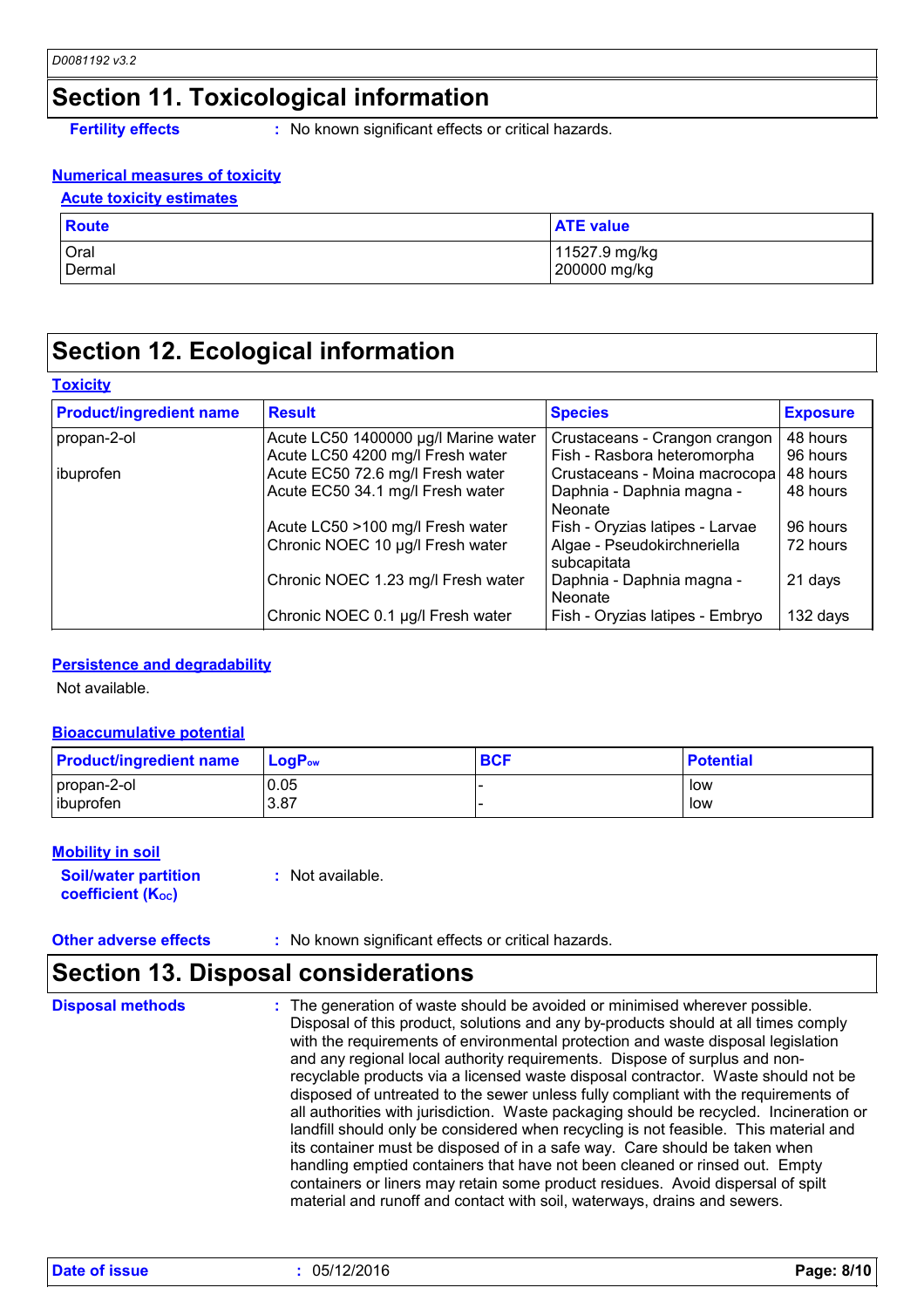## Section 11. Toxicological information

**Fertility effects** : No known significant effects or critical hazards.

**Numerical measures of toxicity**

**Acute toxicity estimates**

| Route | ATE value |
|---|---|
| Oral | 11527.9 mg/kg |
| Dermal | 200000 mg/kg |

## Section 12. Ecological information

**Toxicity**

| Product/ingredient name | Result | Species | Exposure |
|---|---|---|---|
| propan-2-ol | Acute LC50 1400000 µg/l Marine water | Crustaceans - Crangon crangon | 48 hours |
| | Acute LC50 4200 mg/l Fresh water | Fish - Rasbora heteromorpha | 96 hours |
| ibuprofen | Acute EC50 72.6 mg/l Fresh water | Crustaceans - Moina macrocopa | 48 hours |
| | Acute EC50 34.1 mg/l Fresh water | Daphnia - Daphnia magna - Neonate | 48 hours |
| | Acute LC50 >100 mg/l Fresh water | Fish - Oryzias latipes - Larvae | 96 hours |
| | Chronic NOEC 10 µg/l Fresh water | Algae - Pseudokirchneriella subcapitata | 72 hours |
| | Chronic NOEC 1.23 mg/l Fresh water | Daphnia - Daphnia magna - Neonate | 21 days |
| | Chronic NOEC 0.1 µg/l Fresh water | Fish - Oryzias latipes - Embryo | 132 days |

**Persistence and degradability**

Not available.

**Bioaccumulative potential**

| Product/ingredient name | $LogP_{ow}$ | BCF | Potential |
|---|---|---|---|
| propan-2-ol | 0.05 | - | low |
| ibuprofen | 3.87 | - | low |

**Mobility in soil**

**Soil/water partition coefficient ($K_{OC}$)** : Not available.

**Other adverse effects** : No known significant effects or critical hazards.

## Section 13. Disposal considerations

**Disposal methods** : The generation of waste should be avoided or minimised wherever possible. Disposal of this product, solutions and any by-products should at all times comply with the requirements of environmental protection and waste disposal legislation and any regional local authority requirements. Dispose of surplus and non-recyclable products via a licensed waste disposal contractor. Waste should not be disposed of untreated to the sewer unless fully compliant with the requirements of all authorities with jurisdiction. Waste packaging should be recycled. Incineration or landfill should only be considered when recycling is not feasible. This material and its container must be disposed of in a safe way. Care should be taken when handling emptied containers that have not been cleaned or rinsed out. Empty containers or liners may retain some product residues. Avoid dispersal of spilt material and runoff and contact with soil, waterways, drains and sewers.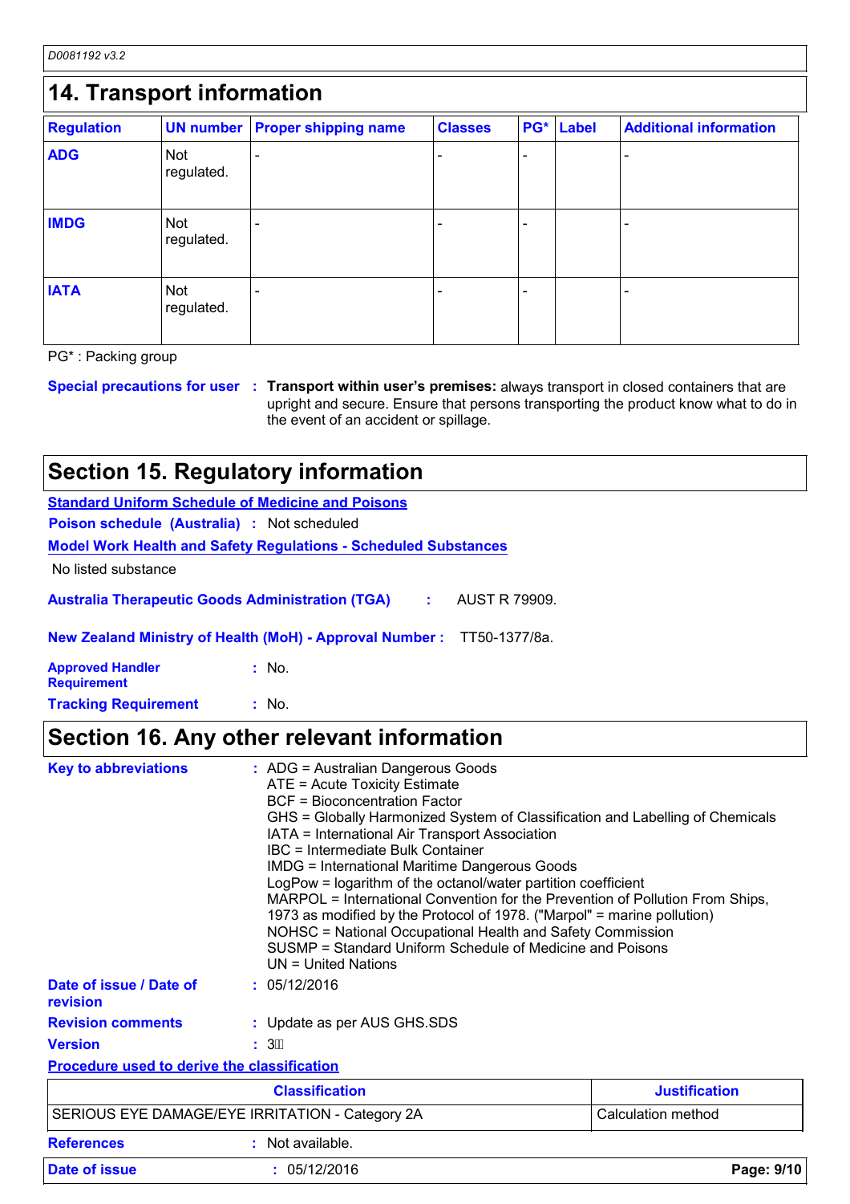## 14. Transport information

| Regulation | UN number | Proper shipping name | Classes | PG* | Label | Additional information |
|---|---|---|---|---|---|---|
| **ADG** | Not regulated. | - | - | - | | - |
| **IMDG** | Not regulated. | - | - | - | | - |
| **IATA** | Not regulated. | - | - | - | | - |

PG* : Packing group

**Special precautions for user** : **Transport within user's premises:** always transport in closed containers that are upright and secure. Ensure that persons transporting the product know what to do in the event of an accident or spillage.

## Section 15. Regulatory information

**Standard Uniform Schedule of Medicine and Poisons**

**Poison schedule (Australia)** : Not scheduled

**Model Work Health and Safety Regulations - Scheduled Substances**

No listed substance

**Australia Therapeutic Goods Administration (TGA)** : AUST R 79909.

**New Zealand Ministry of Health (MoH) - Approval Number :** TT50-1377/8a.

**Approved Handler Requirement** : No.

**Tracking Requirement** : No.

## Section 16. Any other relevant information

**Key to abbreviations** :
ADG = Australian Dangerous Goods
ATE = Acute Toxicity Estimate
BCF = Bioconcentration Factor
GHS = Globally Harmonized System of Classification and Labelling of Chemicals
IATA = International Air Transport Association
IBC = Intermediate Bulk Container
IMDG = International Maritime Dangerous Goods
LogPow = logarithm of the octanol/water partition coefficient
MARPOL = International Convention for the Prevention of Pollution From Ships, 1973 as modified by the Protocol of 1978. ("Marpol" = marine pollution)
NOHSC = National Occupational Health and Safety Commission
SUSMP = Standard Uniform Schedule of Medicine and Poisons
UN = United Nations

**Date of issue / Date of revision** : 05/12/2016

**Revision comments** : Update as per AUS GHS.SDS

**Version** : 3

**Procedure used to derive the classification**

| Classification | Justification |
|---|---|
| SERIOUS EYE DAMAGE/EYE IRRITATION - Category 2A | Calculation method |

**References** : Not available.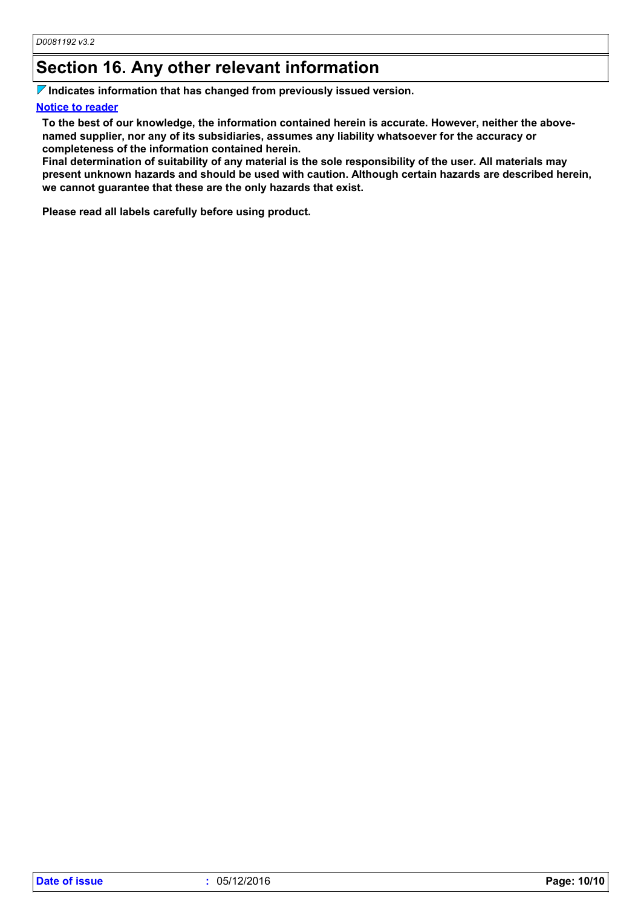# Section 16. Any other relevant information

**Indicates information that has changed from previously issued version.**

**Notice to reader**

**To the best of our knowledge, the information contained herein is accurate. However, neither the above-named supplier, nor any of its subsidiaries, assumes any liability whatsoever for the accuracy or completeness of the information contained herein.**
**Final determination of suitability of any material is the sole responsibility of the user. All materials may present unknown hazards and should be used with caution. Although certain hazards are described herein, we cannot guarantee that these are the only hazards that exist.**

**Please read all labels carefully before using product.**